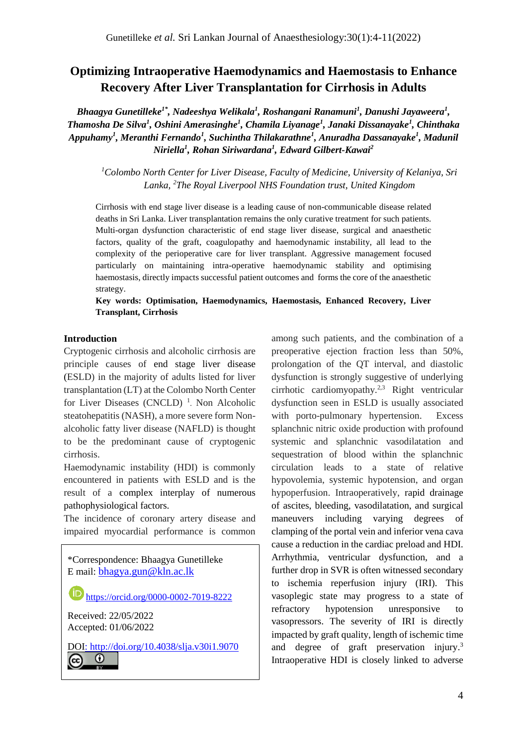# Optimizing Intraoperative Haemodynamics and Haemostasis to Enhance Recovery After Liver Transplantation for Cirrhosis in Adults

***Bhaagya Gunetilleke[1*], Nadeeshya Welikala[1], Roshangani Ranamuni[1], Danushi Jayaweera[1], Thamosha De Silva[1], Oshini Amerasinghe[1], Chamila Liyanage[1], Janaki Dissanayake[1], Chinthaka Appuhamy[1], Meranthi Fernando[1], Suchintha Thilakarathne[1], Anuradha Dassanayake[1], Madunil Niriella[1], Rohan Siriwardana[1], Edward Gilbert-Kawai[2]***

*[1]Colombo North Center for Liver Disease, Faculty of Medicine, University of Kelaniya, Sri Lanka, [2]The Royal Liverpool NHS Foundation trust, United Kingdom*

Cirrhosis with end stage liver disease is a leading cause of non-communicable disease related deaths in Sri Lanka. Liver transplantation remains the only curative treatment for such patients. Multi-organ dysfunction characteristic of end stage liver disease, surgical and anaesthetic factors, quality of the graft, coagulopathy and haemodynamic instability, all lead to the complexity of the perioperative care for liver transplant. Aggressive management focused particularly on maintaining intra-operative haemodynamic stability and optimising haemostasis, directly impacts successful patient outcomes and forms the core of the anaesthetic strategy.

**Key words: Optimisation, Haemodynamics, Haemostasis, Enhanced Recovery, Liver Transplant, Cirrhosis**

## Introduction

Cryptogenic cirrhosis and alcoholic cirrhosis are principle causes of end stage liver disease (ESLD) in the majority of adults listed for liver transplantation (LT) at the Colombo North Center for Liver Diseases (CNCLD) [1]. Non Alcoholic steatohepatitis (NASH), a more severe form Non-alcoholic fatty liver disease (NAFLD) is thought to be the predominant cause of cryptogenic cirrhosis.

Haemodynamic instability (HDI) is commonly encountered in patients with ESLD and is the result of a complex interplay of numerous pathophysiological factors.

The incidence of coronary artery disease and impaired myocardial performance is common among such patients, and the combination of a preoperative ejection fraction less than 50%, prolongation of the QT interval, and diastolic dysfunction is strongly suggestive of underlying cirrhotic cardiomyopathy.[2,3] Right ventricular dysfunction seen in ESLD is usually associated with porto-pulmonary hypertension. Excess splanchnic nitric oxide production with profound systemic and splanchnic vasodilatation and sequestration of blood within the splanchnic circulation leads to a state of relative hypovolemia, systemic hypotension, and organ hypoperfusion. Intraoperatively, rapid drainage of ascites, bleeding, vasodilatation, and surgical maneuvers including varying degrees of clamping of the portal vein and inferior vena cava cause a reduction in the cardiac preload and HDI. Arrhythmia, ventricular dysfunction, and a further drop in SVR is often witnessed secondary to ischemia reperfusion injury (IRI). This vasoplegic state may progress to a state of refractory hypotension unresponsive to vasopressors. The severity of IRI is directly impacted by graft quality, length of ischemic time and degree of graft preservation injury.[3] Intraoperative HDI is closely linked to adverse

*Correspondence: Bhaagya Gunetilleke
E mail: bhagya.gun@kln.ac.lk

https://orcid.org/0000-0002-7019-8222

Received: 22/05/2022
Accepted: 01/06/2022

DOI: http://doi.org/10.4038/slja.v30i1.9070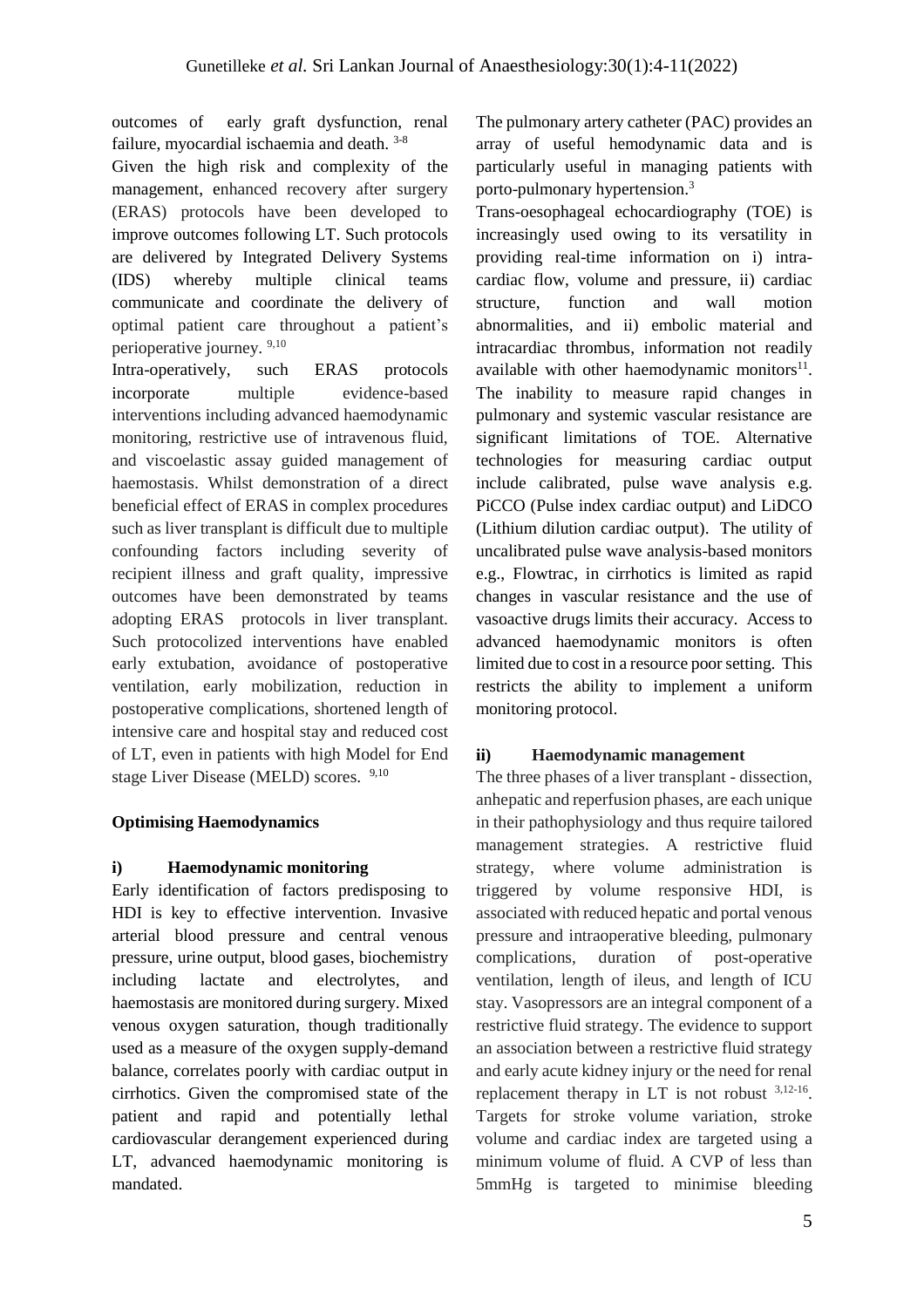outcomes of early graft dysfunction, renal failure, myocardial ischaemia and death. [3-8]

Given the high risk and complexity of the management, enhanced recovery after surgery (ERAS) protocols have been developed to improve outcomes following LT. Such protocols are delivered by Integrated Delivery Systems (IDS) whereby multiple clinical teams communicate and coordinate the delivery of optimal patient care throughout a patient's perioperative journey. [9,10]

Intra-operatively, such ERAS protocols incorporate multiple evidence-based interventions including advanced haemodynamic monitoring, restrictive use of intravenous fluid, and viscoelastic assay guided management of haemostasis. Whilst demonstration of a direct beneficial effect of ERAS in complex procedures such as liver transplant is difficult due to multiple confounding factors including severity of recipient illness and graft quality, impressive outcomes have been demonstrated by teams adopting ERAS protocols in liver transplant. Such protocolized interventions have enabled early extubation, avoidance of postoperative ventilation, early mobilization, reduction in postoperative complications, shortened length of intensive care and hospital stay and reduced cost of LT, even in patients with high Model for End stage Liver Disease (MELD) scores. [9,10]

## Optimising Haemodynamics

### i) Haemodynamic monitoring

Early identification of factors predisposing to HDI is key to effective intervention. Invasive arterial blood pressure and central venous pressure, urine output, blood gases, biochemistry including lactate and electrolytes, and haemostasis are monitored during surgery. Mixed venous oxygen saturation, though traditionally used as a measure of the oxygen supply-demand balance, correlates poorly with cardiac output in cirrhotics. Given the compromised state of the patient and rapid and potentially lethal cardiovascular derangement experienced during LT, advanced haemodynamic monitoring is mandated.

The pulmonary artery catheter (PAC) provides an array of useful hemodynamic data and is particularly useful in managing patients with porto-pulmonary hypertension.[3]

Trans-oesophageal echocardiography (TOE) is increasingly used owing to its versatility in providing real-time information on i) intra-cardiac flow, volume and pressure, ii) cardiac structure, function and wall motion abnormalities, and ii) embolic material and intracardiac thrombus, information not readily available with other haemodynamic monitors[11]. The inability to measure rapid changes in pulmonary and systemic vascular resistance are significant limitations of TOE. Alternative technologies for measuring cardiac output include calibrated, pulse wave analysis e.g. PiCCO (Pulse index cardiac output) and LiDCO (Lithium dilution cardiac output). The utility of uncalibrated pulse wave analysis-based monitors e.g., Flowtrac, in cirrhotics is limited as rapid changes in vascular resistance and the use of vasoactive drugs limits their accuracy. Access to advanced haemodynamic monitors is often limited due to cost in a resource poor setting. This restricts the ability to implement a uniform monitoring protocol.

### ii) Haemodynamic management

The three phases of a liver transplant - dissection, anhepatic and reperfusion phases, are each unique in their pathophysiology and thus require tailored management strategies. A restrictive fluid strategy, where volume administration is triggered by volume responsive HDI, is associated with reduced hepatic and portal venous pressure and intraoperative bleeding, pulmonary complications, duration of post-operative ventilation, length of ileus, and length of ICU stay. Vasopressors are an integral component of a restrictive fluid strategy. The evidence to support an association between a restrictive fluid strategy and early acute kidney injury or the need for renal replacement therapy in LT is not robust [3,12-16]. Targets for stroke volume variation, stroke volume and cardiac index are targeted using a minimum volume of fluid. A CVP of less than 5mmHg is targeted to minimise bleeding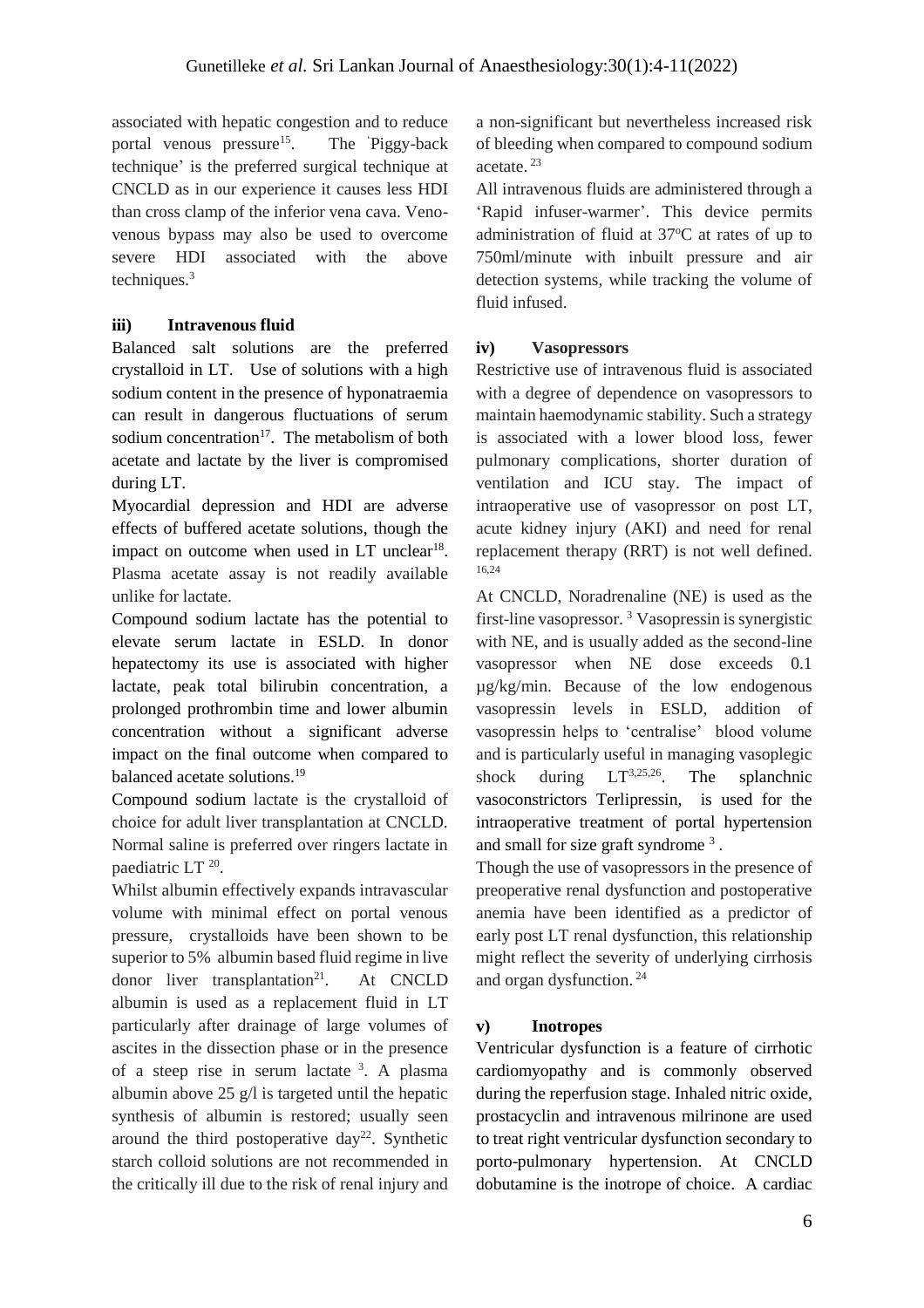associated with hepatic congestion and to reduce portal venous pressure[15]. The 'Piggy-back technique' is the preferred surgical technique at CNCLD as in our experience it causes less HDI than cross clamp of the inferior vena cava. Veno-venous bypass may also be used to overcome severe HDI associated with the above techniques.[3]

### iii) Intravenous fluid

Balanced salt solutions are the preferred crystalloid in LT. Use of solutions with a high sodium content in the presence of hyponatraemia can result in dangerous fluctuations of serum sodium concentration[17]. The metabolism of both acetate and lactate by the liver is compromised during LT.

Myocardial depression and HDI are adverse effects of buffered acetate solutions, though the impact on outcome when used in LT unclear[18]. Plasma acetate assay is not readily available unlike for lactate.

Compound sodium lactate has the potential to elevate serum lactate in ESLD. In donor hepatectomy its use is associated with higher lactate, peak total bilirubin concentration, a prolonged prothrombin time and lower albumin concentration without a significant adverse impact on the final outcome when compared to balanced acetate solutions.[19]

Compound sodium lactate is the crystalloid of choice for adult liver transplantation at CNCLD. Normal saline is preferred over ringers lactate in paediatric LT [20].

Whilst albumin effectively expands intravascular volume with minimal effect on portal venous pressure, crystalloids have been shown to be superior to 5% albumin based fluid regime in live donor liver transplantation[21]. At CNCLD albumin is used as a replacement fluid in LT particularly after drainage of large volumes of ascites in the dissection phase or in the presence of a steep rise in serum lactate [3]. A plasma albumin above 25 g/l is targeted until the hepatic synthesis of albumin is restored; usually seen around the third postoperative day[22]. Synthetic starch colloid solutions are not recommended in the critically ill due to the risk of renal injury and a non-significant but nevertheless increased risk of bleeding when compared to compound sodium acetate.[23]

All intravenous fluids are administered through a 'Rapid infuser-warmer'. This device permits administration of fluid at 37°C at rates of up to 750ml/minute with inbuilt pressure and air detection systems, while tracking the volume of fluid infused.

### iv) Vasopressors

Restrictive use of intravenous fluid is associated with a degree of dependence on vasopressors to maintain haemodynamic stability. Such a strategy is associated with a lower blood loss, fewer pulmonary complications, shorter duration of ventilation and ICU stay. The impact of intraoperative use of vasopressor on post LT, acute kidney injury (AKI) and need for renal replacement therapy (RRT) is not well defined.[16,24]

At CNCLD, Noradrenaline (NE) is used as the first-line vasopressor.[3] Vasopressin is synergistic with NE, and is usually added as the second-line vasopressor when NE dose exceeds 0.1 µg/kg/min. Because of the low endogenous vasopressin levels in ESLD, addition of vasopressin helps to 'centralise' blood volume and is particularly useful in managing vasoplegic shock during LT[3,25,26]. The splanchnic vasoconstrictors Terlipressin, is used for the intraoperative treatment of portal hypertension and small for size graft syndrome [3].

Though the use of vasopressors in the presence of preoperative renal dysfunction and postoperative anemia have been identified as a predictor of early post LT renal dysfunction, this relationship might reflect the severity of underlying cirrhosis and organ dysfunction.[24]

### v) Inotropes

Ventricular dysfunction is a feature of cirrhotic cardiomyopathy and is commonly observed during the reperfusion stage. Inhaled nitric oxide, prostacyclin and intravenous milrinone are used to treat right ventricular dysfunction secondary to porto-pulmonary hypertension. At CNCLD dobutamine is the inotrope of choice. A cardiac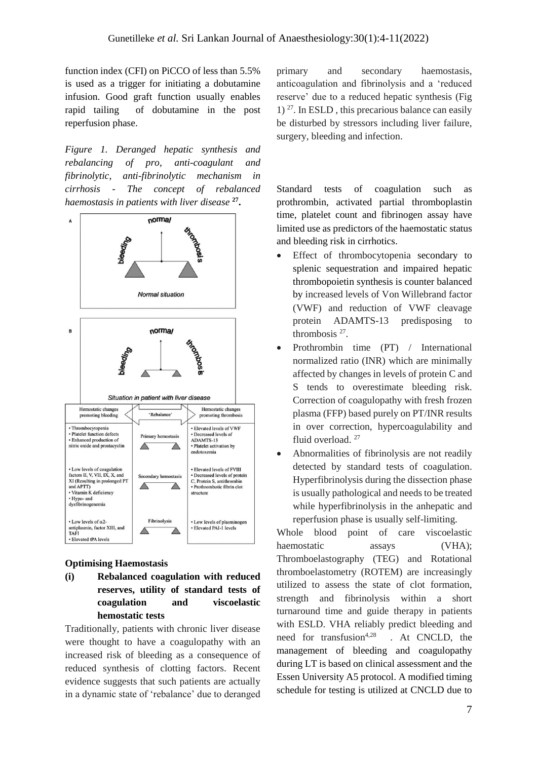function index (CFI) on PiCCO of less than 5.5% is used as a trigger for initiating a dobutamine infusion. Good graft function usually enables rapid tailing of dobutamine in the post reperfusion phase.

*Figure 1. Deranged hepatic synthesis and rebalancing of pro, anti-coagulant and fibrinolytic, anti-fibrinolytic mechanism in cirrhosis - The concept of rebalanced haemostasis in patients with liver disease* **[27]**.

| Hemostatic changes promoting bleeding | 'Rebalance' | Hemostatic changes promoting thrombosis |
|---|---|---|
| • Thrombocytopenia<br>• Platelet function defects<br>• Enhanced production of nitric oxide and prostacyclin | Primary hemostasis | • Elevated levels of VWF<br>• Decreased levels of ADAMTS-13<br>• Platelet activation by endotoxemia |
| • Low levels of coagulation factors II, V, VII, IX, X, and XI (Resulting in prolonged PT and APTT)<br>• Vitamin K deficiency<br>• Hypo- and dysfibrinogenemia | Secondary hemostasis | • Elevated levels of FVIII<br>• Decreased levels of protein C, Protein S, antithrombin<br>• Prothrombotic fibrin clot structure |
| • Low levels of α2-antiplasmin, factor XIII, and TAFI<br>• Elevated tPA levels | Fibrinolysis | • Low levels of plasminogen<br>• Elevated PAI-1 levels |

### Optimising Haemostasis

**(i) Rebalanced coagulation with reduced reserves, utility of standard tests of coagulation and viscoelastic hemostatic tests**

Traditionally, patients with chronic liver disease were thought to have a coagulopathy with an increased risk of bleeding as a consequence of reduced synthesis of clotting factors. Recent evidence suggests that such patients are actually in a dynamic state of 'rebalance' due to deranged primary and secondary haemostasis, anticoagulation and fibrinolysis and a 'reduced reserve' due to a reduced hepatic synthesis (Fig 1) [27]. In ESLD , this precarious balance can easily be disturbed by stressors including liver failure, surgery, bleeding and infection.

Standard tests of coagulation such as prothrombin, activated partial thromboplastin time, platelet count and fibrinogen assay have limited use as predictors of the haemostatic status and bleeding risk in cirrhotics.

- Effect of thrombocytopenia secondary to splenic sequestration and impaired hepatic thrombopoietin synthesis is counter balanced by increased levels of Von Willebrand factor (VWF) and reduction of VWF cleavage protein ADAMTS-13 predisposing to thrombosis [27].
- Prothrombin time (PT) / International normalized ratio (INR) which are minimally affected by changes in levels of protein C and S tends to overestimate bleeding risk. Correction of coagulopathy with fresh frozen plasma (FFP) based purely on PT/INR results in over correction, hypercoagulability and fluid overload. [27]
- Abnormalities of fibrinolysis are not readily detected by standard tests of coagulation. Hyperfibrinolysis during the dissection phase is usually pathological and needs to be treated while hyperfibrinolysis in the anhepatic and reperfusion phase is usually self-limiting.

Whole blood point of care viscoelastic haemostatic assays (VHA); Thromboelastography (TEG) and Rotational thromboelastometry (ROTEM) are increasingly utilized to assess the state of clot formation, strength and fibrinolysis within a short turnaround time and guide therapy in patients with ESLD. VHA reliably predict bleeding and need for transfusion[4,28] . At CNCLD, the management of bleeding and coagulopathy during LT is based on clinical assessment and the Essen University A5 protocol. A modified timing schedule for testing is utilized at CNCLD due to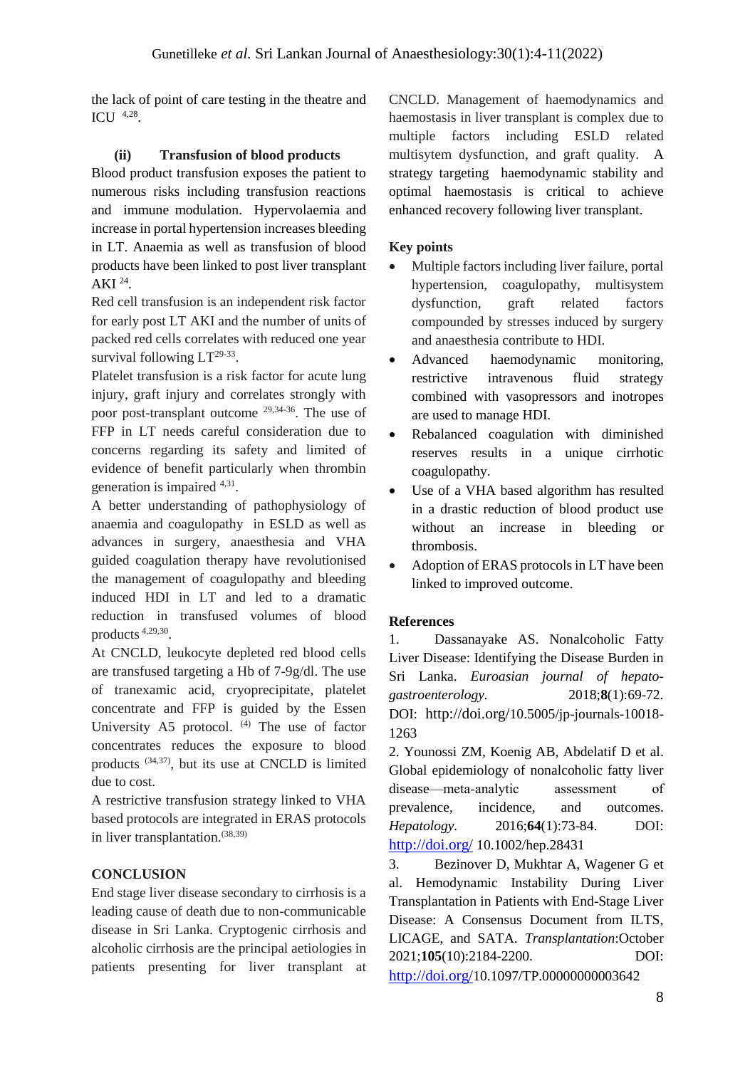the lack of point of care testing in the theatre and ICU [4,28].

**(ii) Transfusion of blood products**

Blood product transfusion exposes the patient to numerous risks including transfusion reactions and immune modulation. Hypervolaemia and increase in portal hypertension increases bleeding in LT. Anaemia as well as transfusion of blood products have been linked to post liver transplant AKI [24].

Red cell transfusion is an independent risk factor for early post LT AKI and the number of units of packed red cells correlates with reduced one year survival following LT[29-33].

Platelet transfusion is a risk factor for acute lung injury, graft injury and correlates strongly with poor post-transplant outcome [29,34-36]. The use of FFP in LT needs careful consideration due to concerns regarding its safety and limited of evidence of benefit particularly when thrombin generation is impaired [4,31].

A better understanding of pathophysiology of anaemia and coagulopathy in ESLD as well as advances in surgery, anaesthesia and VHA guided coagulation therapy have revolutionised the management of coagulopathy and bleeding induced HDI in LT and led to a dramatic reduction in transfused volumes of blood products [4,29,30].

At CNCLD, leukocyte depleted red blood cells are transfused targeting a Hb of 7-9g/dl. The use of tranexamic acid, cryoprecipitate, platelet concentrate and FFP is guided by the Essen University A5 protocol. [4] The use of factor concentrates reduces the exposure to blood products [34,37], but its use at CNCLD is limited due to cost.

A restrictive transfusion strategy linked to VHA based protocols are integrated in ERAS protocols in liver transplantation.[38,39]

## CONCLUSION

End stage liver disease secondary to cirrhosis is a leading cause of death due to non-communicable disease in Sri Lanka. Cryptogenic cirrhosis and alcoholic cirrhosis are the principal aetiologies in patients presenting for liver transplant at CNCLD. Management of haemodynamics and haemostasis in liver transplant is complex due to multiple factors including ESLD related multisytem dysfunction, and graft quality. A strategy targeting haemodynamic stability and optimal haemostasis is critical to achieve enhanced recovery following liver transplant.

**Key points**

- Multiple factors including liver failure, portal hypertension, coagulopathy, multisystem dysfunction, graft related factors compounded by stresses induced by surgery and anaesthesia contribute to HDI.
- Advanced haemodynamic monitoring, restrictive intravenous fluid strategy combined with vasopressors and inotropes are used to manage HDI.
- Rebalanced coagulation with diminished reserves results in a unique cirrhotic coagulopathy.
- Use of a VHA based algorithm has resulted in a drastic reduction of blood product use without an increase in bleeding or thrombosis.
- Adoption of ERAS protocols in LT have been linked to improved outcome.

**References**

1. Dassanayake AS. Nonalcoholic Fatty Liver Disease: Identifying the Disease Burden in Sri Lanka. *Euroasian journal of hepato-gastroenterology.* 2018;**8**(1):69-72. DOI: http://doi.org/10.5005/jp-journals-10018-1263

2. Younossi ZM, Koenig AB, Abdelatif D et al. Global epidemiology of nonalcoholic fatty liver disease—meta-analytic assessment of prevalence, incidence, and outcomes. *Hepatology.* 2016;**64**(1):73-84. DOI: http://doi.org/ 10.1002/hep.28431

3. Bezinover D, Mukhtar A, Wagener G et al. Hemodynamic Instability During Liver Transplantation in Patients with End-Stage Liver Disease: A Consensus Document from ILTS, LICAGE, and SATA. *Transplantation*:October 2021;**105**(10):2184-2200. DOI: http://doi.org/10.1097/TP.00000000003642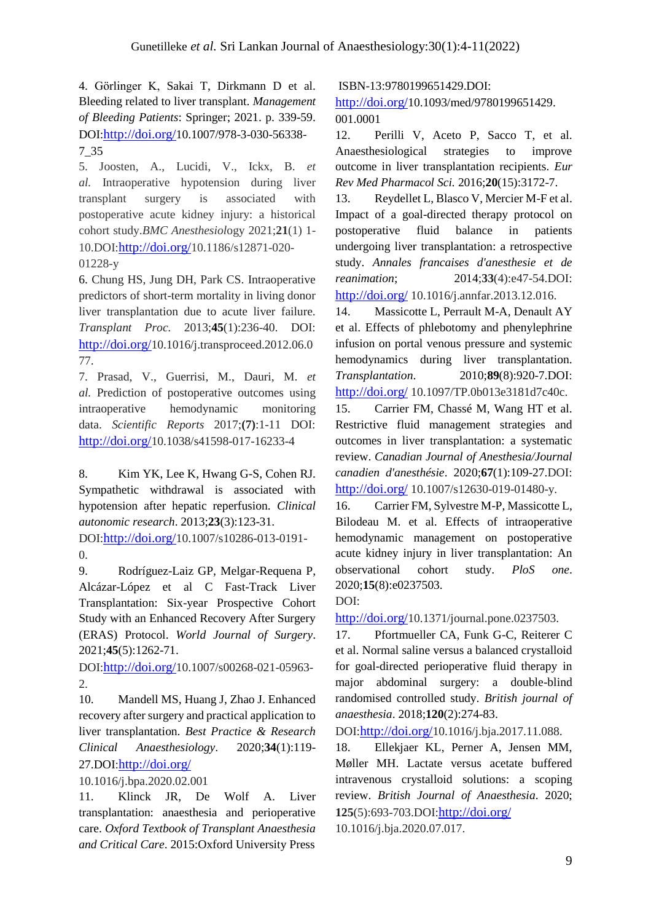4. Görlinger K, Sakai T, Dirkmann D et al. Bleeding related to liver transplant. *Management of Bleeding Patients*: Springer; 2021. p. 339-59. DOI:http://doi.org/10.1007/978-3-030-56338-7_35

5. Joosten, A., Lucidi, V., Ickx, B. *et al.* Intraoperative hypotension during liver transplant surgery is associated with postoperative acute kidney injury: a historical cohort study.*BMC Anesthesiol*ogy 2021;**21**(1) 1-10.DOI:http://doi.org/10.1186/s12871-020-01228-y

6. Chung HS, Jung DH, Park CS. Intraoperative predictors of short-term mortality in living donor liver transplantation due to acute liver failure. *Transplant Proc.* 2013;**45**(1):236-40. DOI: http://doi.org/10.1016/j.transproceed.2012.06.077.

7. Prasad, V., Guerrisi, M., Dauri, M. *et al.* Prediction of postoperative outcomes using intraoperative hemodynamic monitoring data. *Scientific Reports* 2017;**(7)**:1-11 DOI: http://doi.org/10.1038/s41598-017-16233-4

8. Kim YK, Lee K, Hwang G-S, Cohen RJ. Sympathetic withdrawal is associated with hypotension after hepatic reperfusion. *Clinical autonomic research*. 2013;**23**(3):123-31. DOI:http://doi.org/10.1007/s10286-013-0191-0.

9. Rodríguez-Laiz GP, Melgar-Requena P, Alcázar-López et al C Fast-Track Liver Transplantation: Six-year Prospective Cohort Study with an Enhanced Recovery After Surgery (ERAS) Protocol. *World Journal of Surgery*. 2021;**45**(5):1262-71. DOI:http://doi.org/10.1007/s00268-021-05963-2.

10. Mandell MS, Huang J, Zhao J. Enhanced recovery after surgery and practical application to liver transplantation. *Best Practice & Research Clinical Anaesthesiology*. 2020;**34**(1):119-27.DOI:http://doi.org/ 10.1016/j.bpa.2020.02.001

11. Klinck JR, De Wolf A. Liver transplantation: anaesthesia and perioperative care. *Oxford Textbook of Transplant Anaesthesia and Critical Care*. 2015:Oxford University Press ISBN-13:9780199651429.DOI: http://doi.org/10.1093/med/9780199651429.001.0001

12. Perilli V, Aceto P, Sacco T, et al. Anaesthesiological strategies to improve outcome in liver transplantation recipients. *Eur Rev Med Pharmacol Sci.* 2016;**20**(15):3172-7.

13. Reydellet L, Blasco V, Mercier M-F et al. Impact of a goal-directed therapy protocol on postoperative fluid balance in patients undergoing liver transplantation: a retrospective study. *Annales francaises d'anesthesie et de reanimation*; 2014;**33**(4):e47-54.DOI: http://doi.org/ 10.1016/j.annfar.2013.12.016.

14. Massicotte L, Perrault M-A, Denault AY et al. Effects of phlebotomy and phenylephrine infusion on portal venous pressure and systemic hemodynamics during liver transplantation. *Transplantation*. 2010;**89**(8):920-7.DOI: http://doi.org/ 10.1097/TP.0b013e3181d7c40c.

15. Carrier FM, Chassé M, Wang HT et al. Restrictive fluid management strategies and outcomes in liver transplantation: a systematic review. *Canadian Journal of Anesthesia/Journal canadien d'anesthésie*. 2020;**67**(1):109-27.DOI: http://doi.org/ 10.1007/s12630-019-01480-y.

16. Carrier FM, Sylvestre M-P, Massicotte L, Bilodeau M. et al. Effects of intraoperative hemodynamic management on postoperative acute kidney injury in liver transplantation: An observational cohort study. *PloS one*. 2020;**15**(8):e0237503. DOI: http://doi.org/10.1371/journal.pone.0237503.

17. Pfortmueller CA, Funk G-C, Reiterer C et al. Normal saline versus a balanced crystalloid for goal-directed perioperative fluid therapy in major abdominal surgery: a double-blind randomised controlled study. *British journal of anaesthesia*. 2018;**120**(2):274-83. DOI:http://doi.org/10.1016/j.bja.2017.11.088.

18. Ellekjaer KL, Perner A, Jensen MM, Møller MH. Lactate versus acetate buffered intravenous crystalloid solutions: a scoping review. *British Journal of Anaesthesia*. 2020; **125**(5):693-703.DOI:http://doi.org/ 10.1016/j.bja.2020.07.017.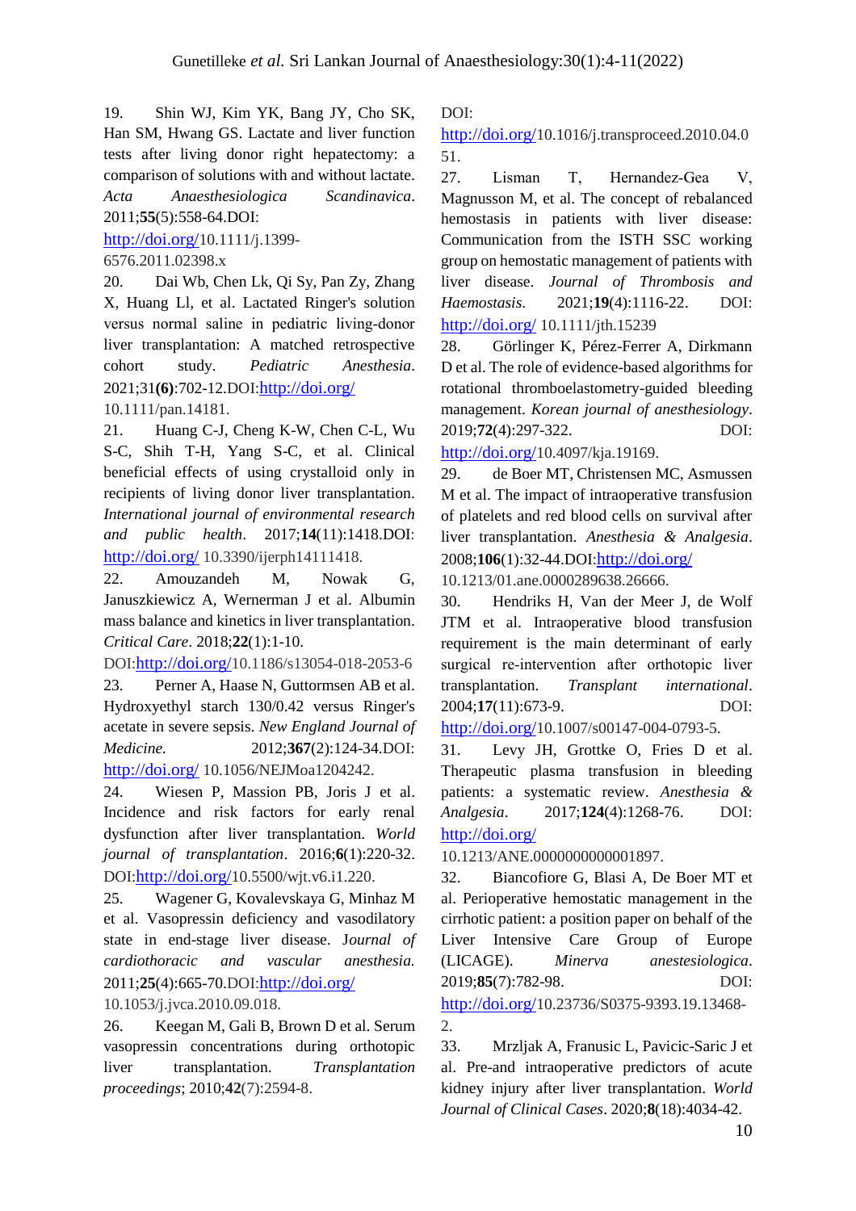19. Shin WJ, Kim YK, Bang JY, Cho SK, Han SM, Hwang GS. Lactate and liver function tests after living donor right hepatectomy: a comparison of solutions with and without lactate. *Acta Anaesthesiologica Scandinavica*. 2011;**55**(5):558-64.DOI: http://doi.org/10.1111/j.1399-6576.2011.02398.x

20. Dai Wb, Chen Lk, Qi Sy, Pan Zy, Zhang X, Huang Ll, et al. Lactated Ringer's solution versus normal saline in pediatric living-donor liver transplantation: A matched retrospective cohort study. *Pediatric Anesthesia*. 2021;31**(6)**:702-12.DOI:http://doi.org/ 10.1111/pan.14181.

21. Huang C-J, Cheng K-W, Chen C-L, Wu S-C, Shih T-H, Yang S-C, et al. Clinical beneficial effects of using crystalloid only in recipients of living donor liver transplantation. *International journal of environmental research and public health*. 2017;**14**(11):1418.DOI: http://doi.org/ 10.3390/ijerph14111418.

22. Amouzandeh M, Nowak G, Januszkiewicz A, Wernerman J et al. Albumin mass balance and kinetics in liver transplantation. *Critical Care*. 2018;**22**(1):1-10. DOI:http://doi.org/10.1186/s13054-018-2053-6

23. Perner A, Haase N, Guttormsen AB et al. Hydroxyethyl starch 130/0.42 versus Ringer's acetate in severe sepsis. *New England Journal of Medicine*. 2012;**367**(2):124-34.DOI: http://doi.org/ 10.1056/NEJMoa1204242.

24. Wiesen P, Massion PB, Joris J et al. Incidence and risk factors for early renal dysfunction after liver transplantation. *World journal of transplantation*. 2016;**6**(1):220-32. DOI:http://doi.org/10.5500/wjt.v6.i1.220.

25. Wagener G, Kovalevskaya G, Minhaz M et al. Vasopressin deficiency and vasodilatory state in end-stage liver disease. J*ournal of cardiothoracic and vascular anesthesia.* 2011;**25**(4):665-70.DOI:http://doi.org/ 10.1053/j.jvca.2010.09.018.

26. Keegan M, Gali B, Brown D et al. Serum vasopressin concentrations during orthotopic liver transplantation. *Transplantation proceedings*; 2010;**42**(7):2594-8. DOI: http://doi.org/10.1016/j.transproceed.2010.04.051.

27. Lisman T, Hernandez-Gea V, Magnusson M, et al. The concept of rebalanced hemostasis in patients with liver disease: Communication from the ISTH SSC working group on hemostatic management of patients with liver disease. *Journal of Thrombosis and Haemostasis*. 2021;**19**(4):1116-22. DOI: http://doi.org/ 10.1111/jth.15239

28. Görlinger K, Pérez-Ferrer A, Dirkmann D et al. The role of evidence-based algorithms for rotational thromboelastometry-guided bleeding management. *Korean journal of anesthesiology*. 2019;**72**(4):297-322. DOI: http://doi.org/10.4097/kja.19169.

29. de Boer MT, Christensen MC, Asmussen M et al. The impact of intraoperative transfusion of platelets and red blood cells on survival after liver transplantation. *Anesthesia & Analgesia*. 2008;**106**(1):32-44.DOI:http://doi.org/ 10.1213/01.ane.0000289638.26666.

30. Hendriks H, Van der Meer J, de Wolf JTM et al. Intraoperative blood transfusion requirement is the main determinant of early surgical re-intervention after orthotopic liver transplantation. *Transplant international*. 2004;**17**(11):673-9. DOI: http://doi.org/10.1007/s00147-004-0793-5.

31. Levy JH, Grottke O, Fries D et al. Therapeutic plasma transfusion in bleeding patients: a systematic review. *Anesthesia & Analgesia*. 2017;**124**(4):1268-76. DOI: http://doi.org/ 10.1213/ANE.0000000000001897.

32. Biancofiore G, Blasi A, De Boer MT et al. Perioperative hemostatic management in the cirrhotic patient: a position paper on behalf of the Liver Intensive Care Group of Europe (LICAGE). *Minerva anestesiologica*. 2019;**85**(7):782-98. DOI: http://doi.org/10.23736/S0375-9393.19.13468-2.

33. Mrzljak A, Franusic L, Pavicic-Saric J et al. Pre-and intraoperative predictors of acute kidney injury after liver transplantation. *World Journal of Clinical Cases*. 2020;**8**(18):4034-42.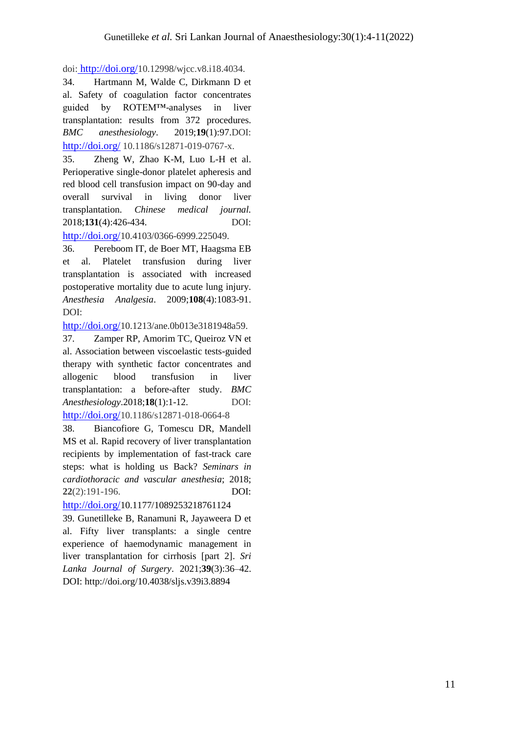doi: http://doi.org/10.12998/wjcc.v8.i18.4034.

34. Hartmann M, Walde C, Dirkmann D et al. Safety of coagulation factor concentrates guided by ROTEM™-analyses in liver transplantation: results from 372 procedures. *BMC anesthesiology*. 2019;**19**(1):97.DOI: http://doi.org/ 10.1186/s12871-019-0767-x.

35. Zheng W, Zhao K-M, Luo L-H et al. Perioperative single-donor platelet apheresis and red blood cell transfusion impact on 90-day and overall survival in living donor liver transplantation. *Chinese medical journal.* 2018;**131**(4):426-434. DOI: http://doi.org/10.4103/0366-6999.225049.

36. Pereboom IT, de Boer MT, Haagsma EB et al. Platelet transfusion during liver transplantation is associated with increased postoperative mortality due to acute lung injury. *Anesthesia Analgesia*. 2009;**108**(4):1083-91. DOI: http://doi.org/10.1213/ane.0b013e3181948a59.

37. Zamper RP, Amorim TC, Queiroz VN et al. Association between viscoelastic tests-guided therapy with synthetic factor concentrates and allogenic blood transfusion in liver transplantation: a before-after study. *BMC Anesthesiology*.2018;**18**(1):1-12. DOI: http://doi.org/10.1186/s12871-018-0664-8

38. Biancofiore G, Tomescu DR, Mandell MS et al. Rapid recovery of liver transplantation recipients by implementation of fast-track care steps: what is holding us Back? *Seminars in cardiothoracic and vascular anesthesia*; 2018; **22**(2):191-196. DOI: http://doi.org/10.1177/1089253218761124

39. Gunetilleke B, Ranamuni R, Jayaweera D et al. Fifty liver transplants: a single centre experience of haemodynamic management in liver transplantation for cirrhosis [part 2]. *Sri Lanka Journal of Surgery*. 2021;**39**(3):36–42. DOI: http://doi.org/10.4038/sljs.v39i3.8894